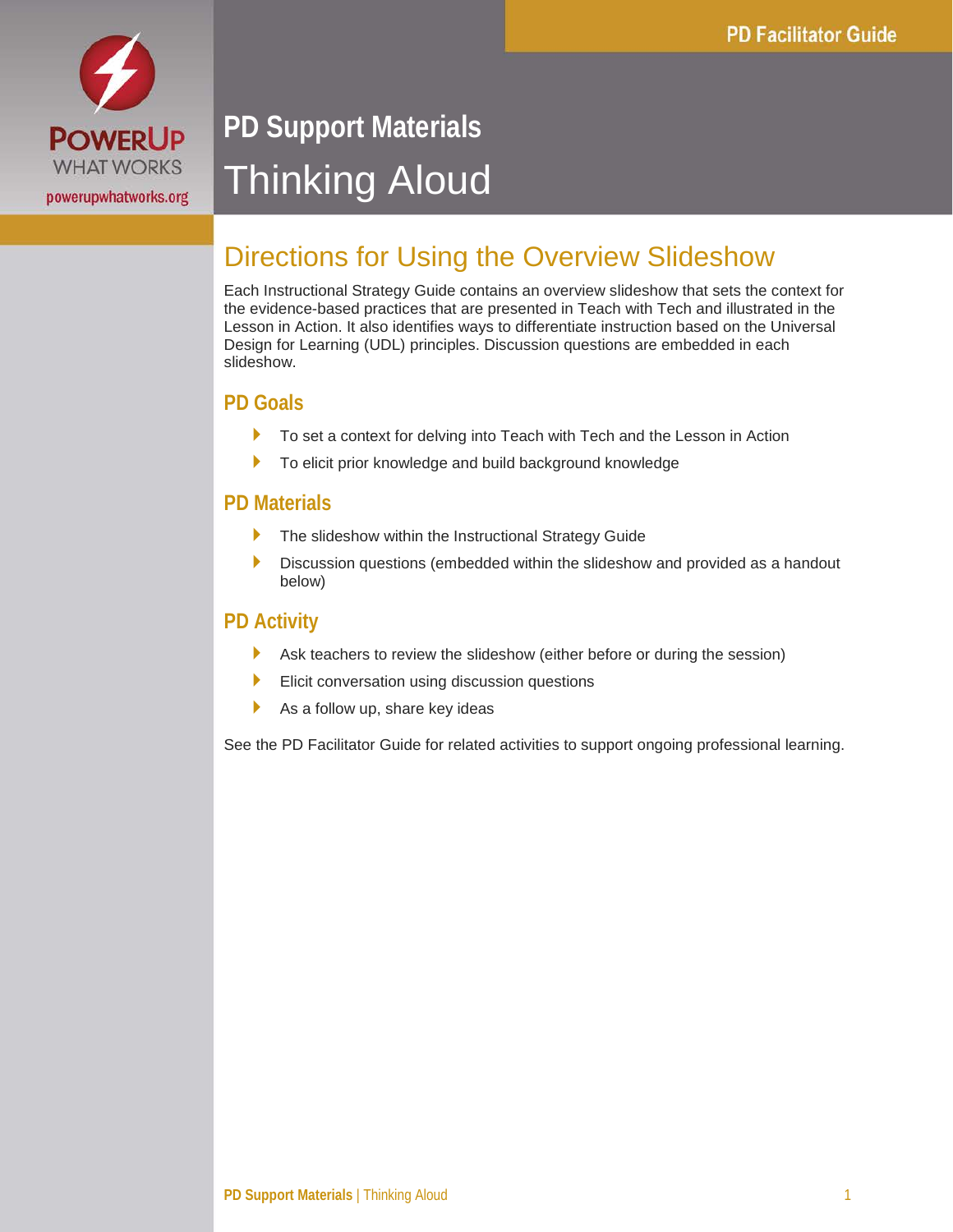PD Facilitator Guide

POWERUP WHAT WORKS

powerupwhatworks.org

# PD Support Materials

# Thinking Aloud

## Directions for Using the Overview Slideshow

Each Instructional Strategy Guide contains an overview slideshow that sets the context for the evidence-based practices that are presented in Teach with Tech and illustrated in the Lesson in Action. It also identifies ways to differentiate instruction based on the Universal Design for Learning (UDL) principles. Discussion questions are embedded in each slideshow.

### PD Goals

- To set a context for delving into Teach with Tech and the Lesson in Action
- To elicit prior knowledge and build background knowledge

### PD Materials

- The slideshow within the Instructional Strategy Guide
- Discussion questions (embedded within the slideshow and provided as a handout below)

### PD Activity

- Ask teachers to review the slideshow (either before or during the session)
- Elicit conversation using discussion questions
- As a follow up, share key ideas

See the PD Facilitator Guide for related activities to support ongoing professional learning.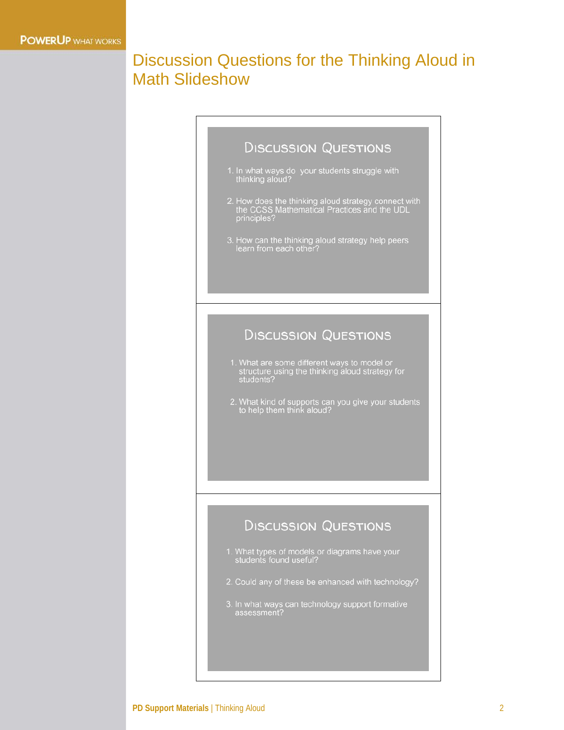# Discussion Questions for the Thinking Aloud in Math Slideshow

## Discussion Questions

1. In what ways do your students struggle with thinking aloud?
2. How does the thinking aloud strategy connect with the CCSS Mathematical Practices and the UDL principles?
3. How can the thinking aloud strategy help peers learn from each other?

## Discussion Questions

1. What are some different ways to model or structure using the thinking aloud strategy for students?
2. What kind of supports can you give your students to help them think aloud?

## Discussion Questions

1. What types of models or diagrams have your students found useful?
2. Could any of these be enhanced with technology?
3. In what ways can technology support formative assessment?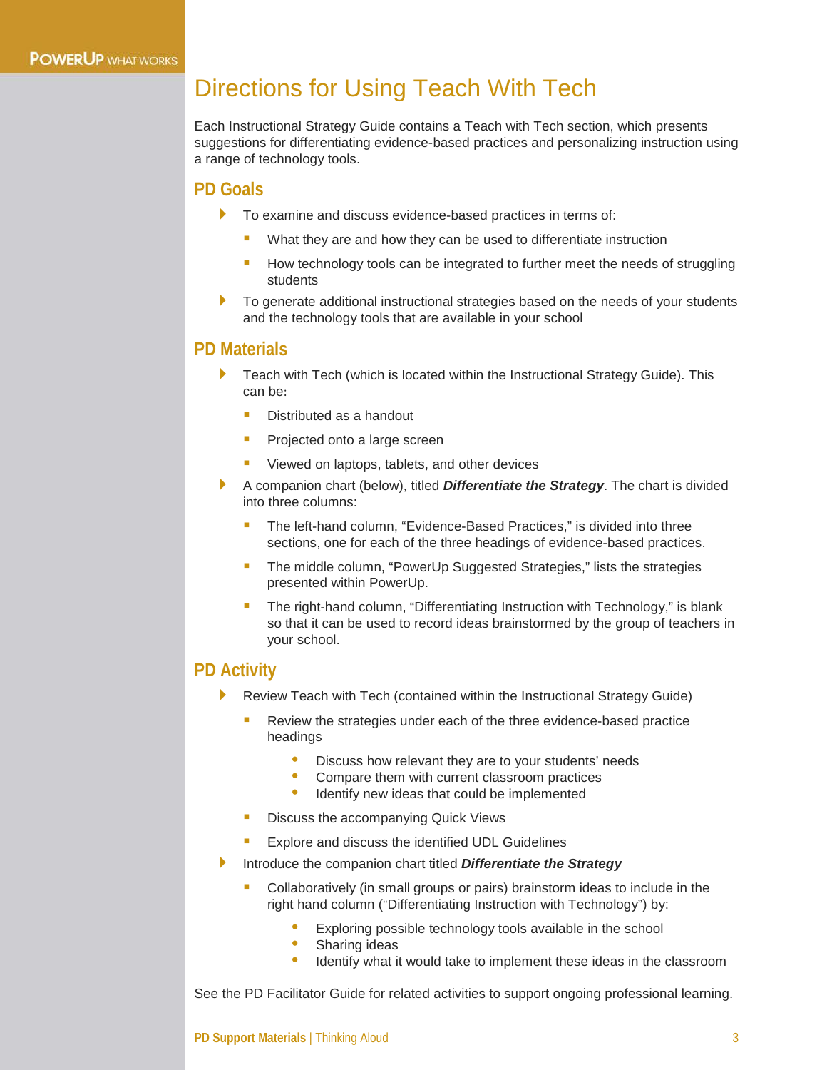# Directions for Using Teach With Tech

Each Instructional Strategy Guide contains a Teach with Tech section, which presents suggestions for differentiating evidence-based practices and personalizing instruction using a range of technology tools.

## PD Goals

- To examine and discuss evidence-based practices in terms of:
  - What they are and how they can be used to differentiate instruction
  - How technology tools can be integrated to further meet the needs of struggling students
- To generate additional instructional strategies based on the needs of your students and the technology tools that are available in your school

## PD Materials

- Teach with Tech (which is located within the Instructional Strategy Guide). This can be:
  - Distributed as a handout
  - Projected onto a large screen
  - Viewed on laptops, tablets, and other devices
- A companion chart (below), titled ***Differentiate the Strategy***. The chart is divided into three columns:
  - The left-hand column, "Evidence-Based Practices," is divided into three sections, one for each of the three headings of evidence-based practices.
  - The middle column, "PowerUp Suggested Strategies," lists the strategies presented within PowerUp.
  - The right-hand column, "Differentiating Instruction with Technology," is blank so that it can be used to record ideas brainstormed by the group of teachers in your school.

## PD Activity

- Review Teach with Tech (contained within the Instructional Strategy Guide)
  - Review the strategies under each of the three evidence-based practice headings
    - Discuss how relevant they are to your students' needs
    - Compare them with current classroom practices
    - Identify new ideas that could be implemented
  - Discuss the accompanying Quick Views
  - Explore and discuss the identified UDL Guidelines
- Introduce the companion chart titled ***Differentiate the Strategy***
  - Collaboratively (in small groups or pairs) brainstorm ideas to include in the right hand column ("Differentiating Instruction with Technology") by:
    - Exploring possible technology tools available in the school
    - Sharing ideas
    - Identify what it would take to implement these ideas in the classroom

See the PD Facilitator Guide for related activities to support ongoing professional learning.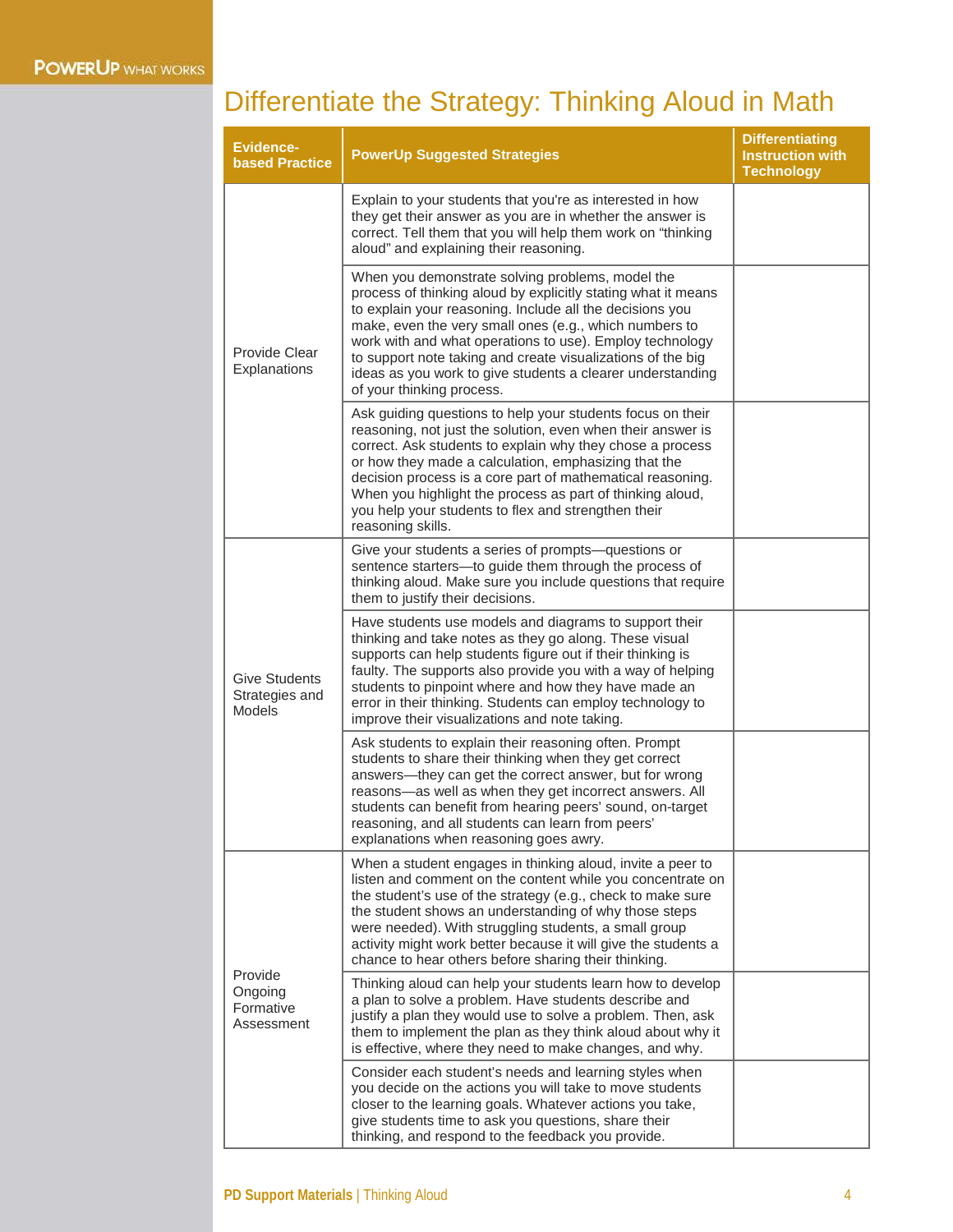# Differentiate the Strategy: Thinking Aloud in Math

| Evidence-based Practice | PowerUp Suggested Strategies | Differentiating Instruction with Technology |
|---|---|---|
| Provide Clear Explanations | Explain to your students that you're as interested in how they get their answer as you are in whether the answer is correct. Tell them that you will help them work on "thinking aloud" and explaining their reasoning. | |
| | When you demonstrate solving problems, model the process of thinking aloud by explicitly stating what it means to explain your reasoning. Include all the decisions you make, even the very small ones (e.g., which numbers to work with and what operations to use). Employ technology to support note taking and create visualizations of the big ideas as you work to give students a clearer understanding of your thinking process. | |
| | Ask guiding questions to help your students focus on their reasoning, not just the solution, even when their answer is correct. Ask students to explain why they chose a process or how they made a calculation, emphasizing that the decision process is a core part of mathematical reasoning. When you highlight the process as part of thinking aloud, you help your students to flex and strengthen their reasoning skills. | |
| Give Students Strategies and Models | Give your students a series of prompts—questions or sentence starters—to guide them through the process of thinking aloud. Make sure you include questions that require them to justify their decisions. | |
| | Have students use models and diagrams to support their thinking and take notes as they go along. These visual supports can help students figure out if their thinking is faulty. The supports also provide you with a way of helping students to pinpoint where and how they have made an error in their thinking. Students can employ technology to improve their visualizations and note taking. | |
| | Ask students to explain their reasoning often. Prompt students to share their thinking when they get correct answers—they can get the correct answer, but for wrong reasons—as well as when they get incorrect answers. All students can benefit from hearing peers' sound, on-target reasoning, and all students can learn from peers' explanations when reasoning goes awry. | |
| Provide Ongoing Formative Assessment | When a student engages in thinking aloud, invite a peer to listen and comment on the content while you concentrate on the student's use of the strategy (e.g., check to make sure the student shows an understanding of why those steps were needed). With struggling students, a small group activity might work better because it will give the students a chance to hear others before sharing their thinking. | |
| | Thinking aloud can help your students learn how to develop a plan to solve a problem. Have students describe and justify a plan they would use to solve a problem. Then, ask them to implement the plan as they think aloud about why it is effective, where they need to make changes, and why. | |
| | Consider each student's needs and learning styles when you decide on the actions you will take to move students closer to the learning goals. Whatever actions you take, give students time to ask you questions, share their thinking, and respond to the feedback you provide. | |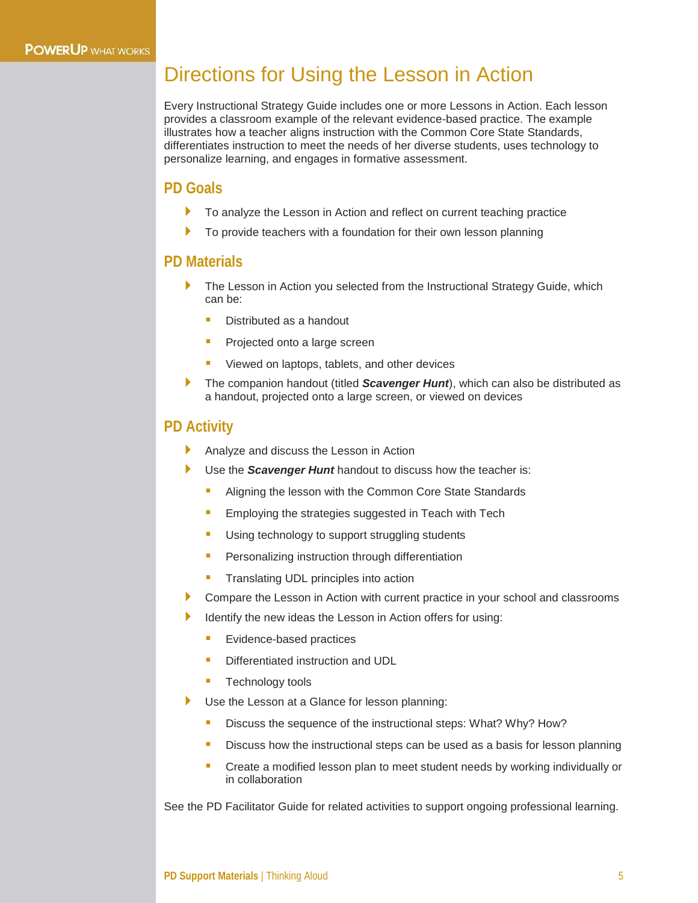# Directions for Using the Lesson in Action

Every Instructional Strategy Guide includes one or more Lessons in Action. Each lesson provides a classroom example of the relevant evidence-based practice. The example illustrates how a teacher aligns instruction with the Common Core State Standards, differentiates instruction to meet the needs of her diverse students, uses technology to personalize learning, and engages in formative assessment.

## PD Goals

- To analyze the Lesson in Action and reflect on current teaching practice
- To provide teachers with a foundation for their own lesson planning

## PD Materials

- The Lesson in Action you selected from the Instructional Strategy Guide, which can be:
  - Distributed as a handout
  - Projected onto a large screen
  - Viewed on laptops, tablets, and other devices
- The companion handout (titled ***Scavenger Hunt***), which can also be distributed as a handout, projected onto a large screen, or viewed on devices

## PD Activity

- Analyze and discuss the Lesson in Action
- Use the ***Scavenger Hunt*** handout to discuss how the teacher is:
  - Aligning the lesson with the Common Core State Standards
  - Employing the strategies suggested in Teach with Tech
  - Using technology to support struggling students
  - Personalizing instruction through differentiation
  - Translating UDL principles into action
- Compare the Lesson in Action with current practice in your school and classrooms
- Identify the new ideas the Lesson in Action offers for using:
  - Evidence-based practices
  - Differentiated instruction and UDL
  - Technology tools
- Use the Lesson at a Glance for lesson planning:
  - Discuss the sequence of the instructional steps: What? Why? How?
  - Discuss how the instructional steps can be used as a basis for lesson planning
  - Create a modified lesson plan to meet student needs by working individually or in collaboration

See the PD Facilitator Guide for related activities to support ongoing professional learning.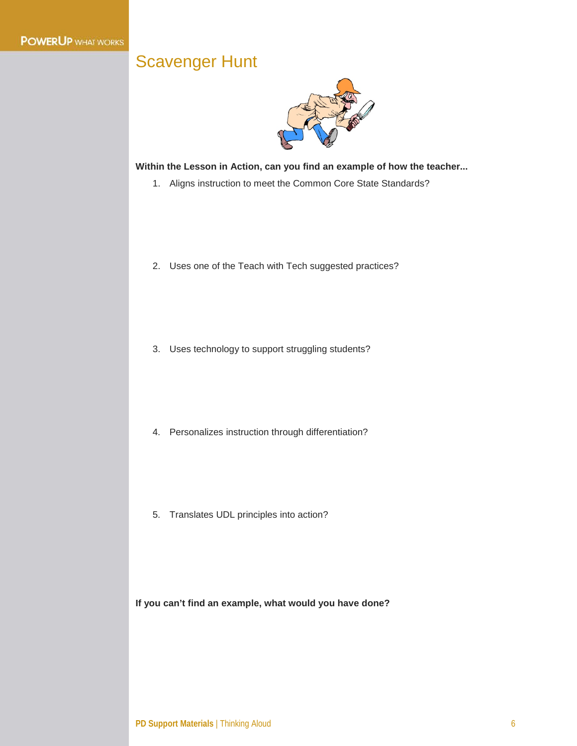# Scavenger Hunt

**Within the Lesson in Action, can you find an example of how the teacher...**

1. Aligns instruction to meet the Common Core State Standards?

2. Uses one of the Teach with Tech suggested practices?

3. Uses technology to support struggling students?

4. Personalizes instruction through differentiation?

5. Translates UDL principles into action?

**If you can't find an example, what would you have done?**